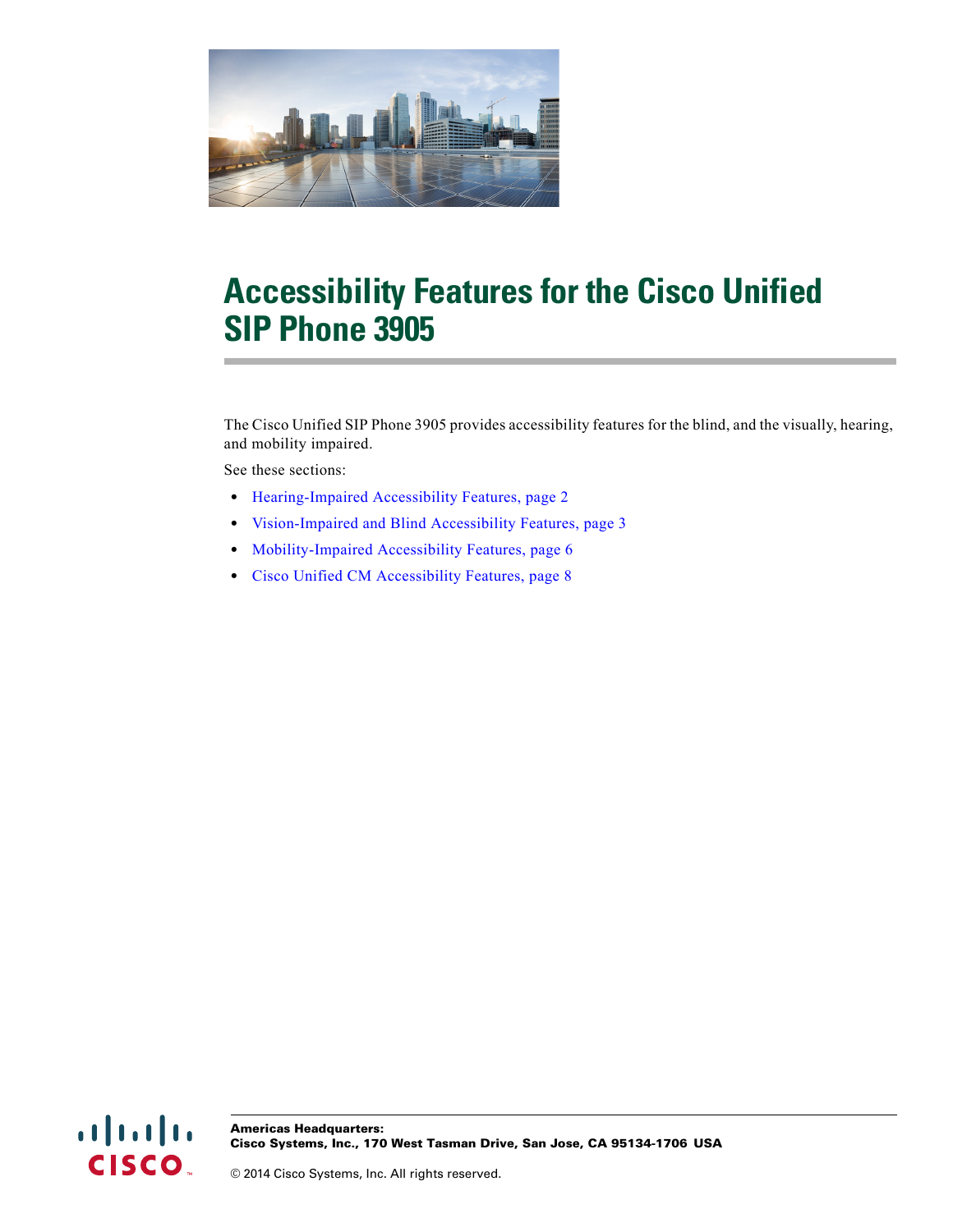# Accessibility Features for the Cisco Unified SIP Phone 3905

The Cisco Unified SIP Phone 3905 provides accessibility features for the blind, and the visually, hearing, and mobility impaired.

See these sections:

- Hearing-Impaired Accessibility Features, page 2
- Vision-Impaired and Blind Accessibility Features, page 3
- Mobility-Impaired Accessibility Features, page 6
- Cisco Unified CM Accessibility Features, page 8

**Americas Headquarters:**
**Cisco Systems, Inc., 170 West Tasman Drive, San Jose, CA 95134-1706 USA**

© 2014 Cisco Systems, Inc. All rights reserved.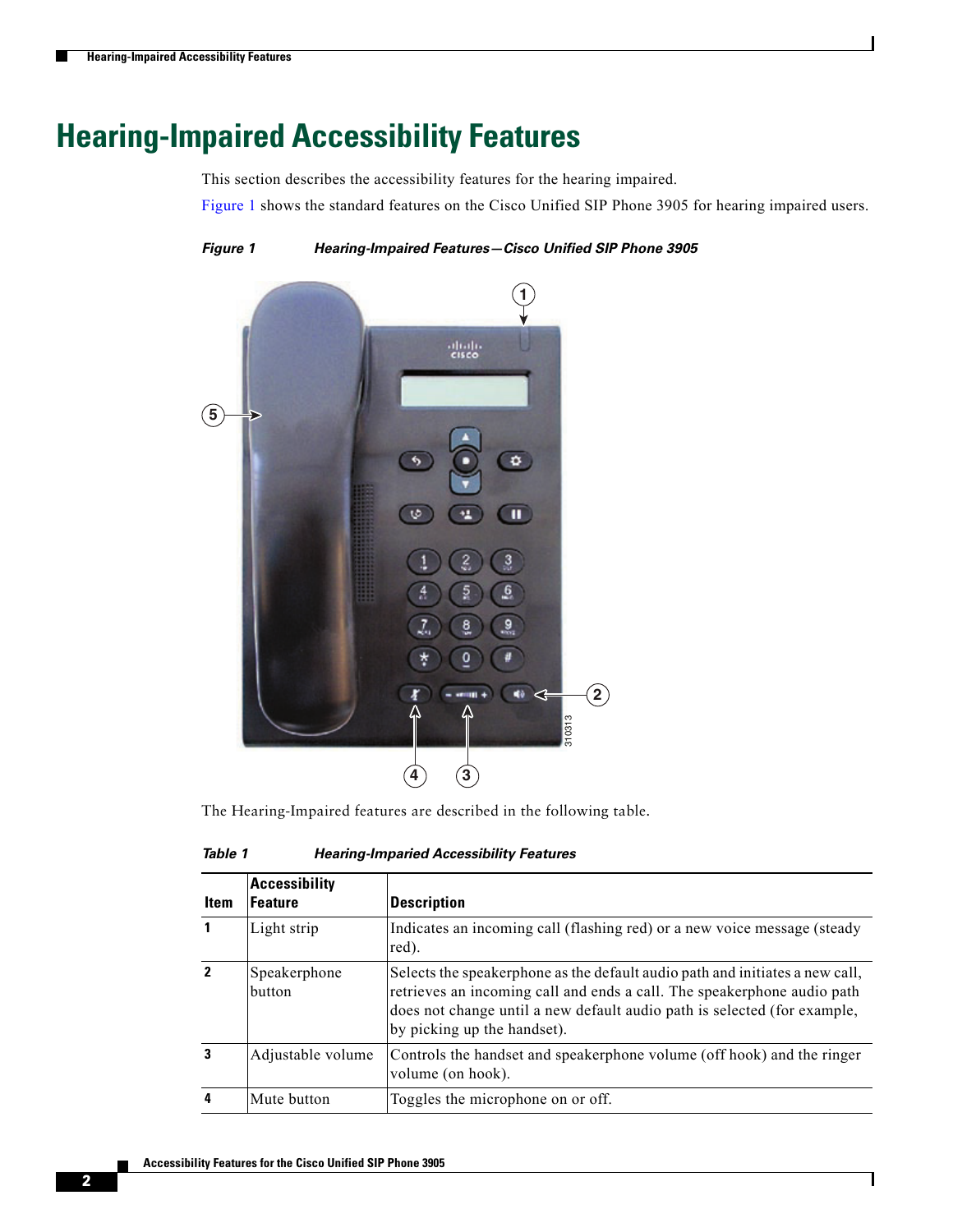# Hearing-Impaired Accessibility Features

This section describes the accessibility features for the hearing impaired.

Figure 1 shows the standard features on the Cisco Unified SIP Phone 3905 for hearing impaired users.

*Figure 1 Hearing-Impaired Features—Cisco Unified SIP Phone 3905*

The Hearing-Impaired features are described in the following table.

*Table 1 Hearing-Imparied Accessibility Features*

| Item | Accessibility Feature | Description |
|---|---|---|
| 1 | Light strip | Indicates an incoming call (flashing red) or a new voice message (steady red). |
| 2 | Speakerphone button | Selects the speakerphone as the default audio path and initiates a new call, retrieves an incoming call and ends a call. The speakerphone audio path does not change until a new default audio path is selected (for example, by picking up the handset). |
| 3 | Adjustable volume | Controls the handset and speakerphone volume (off hook) and the ringer volume (on hook). |
| 4 | Mute button | Toggles the microphone on or off. |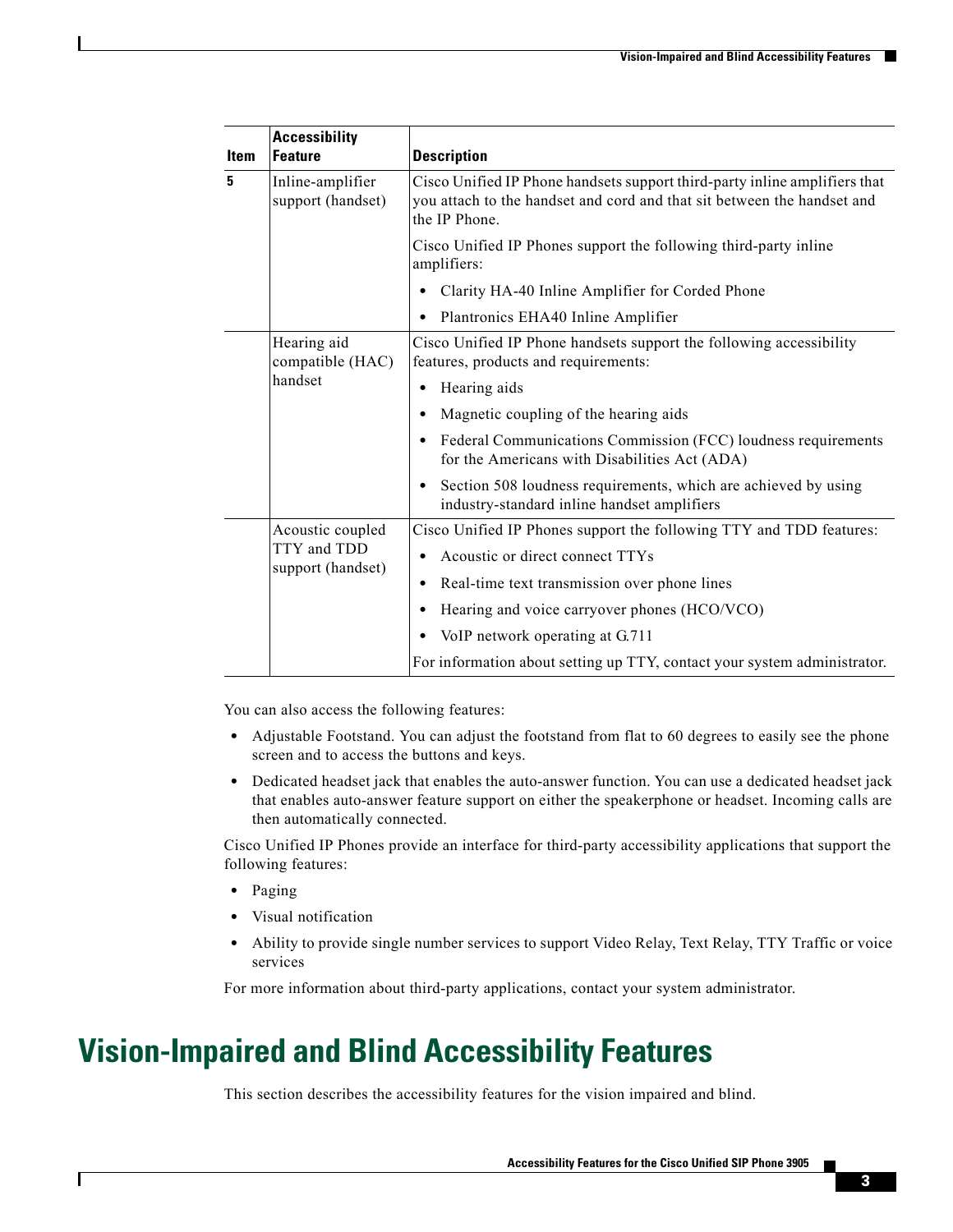| Item | Accessibility Feature | Description |
|---|---|---|
| 5 | Inline-amplifier support (handset) | Cisco Unified IP Phone handsets support third-party inline amplifiers that you attach to the handset and cord and that sit between the handset and the IP Phone.<br><br>Cisco Unified IP Phones support the following third-party inline amplifiers:<br><br>• Clarity HA-40 Inline Amplifier for Corded Phone<br>• Plantronics EHA40 Inline Amplifier |
| | Hearing aid compatible (HAC) handset | Cisco Unified IP Phone handsets support the following accessibility features, products and requirements:<br><br>• Hearing aids<br>• Magnetic coupling of the hearing aids<br>• Federal Communications Commission (FCC) loudness requirements for the Americans with Disabilities Act (ADA)<br>• Section 508 loudness requirements, which are achieved by using industry-standard inline handset amplifiers |
| | Acoustic coupled TTY and TDD support (handset) | Cisco Unified IP Phones support the following TTY and TDD features:<br><br>• Acoustic or direct connect TTYs<br>• Real-time text transmission over phone lines<br>• Hearing and voice carryover phones (HCO/VCO)<br>• VoIP network operating at G.711<br><br>For information about setting up TTY, contact your system administrator. |

You can also access the following features:

- Adjustable Footstand. You can adjust the footstand from flat to 60 degrees to easily see the phone screen and to access the buttons and keys.
- Dedicated headset jack that enables the auto-answer function. You can use a dedicated headset jack that enables auto-answer feature support on either the speakerphone or headset. Incoming calls are then automatically connected.

Cisco Unified IP Phones provide an interface for third-party accessibility applications that support the following features:

- Paging
- Visual notification
- Ability to provide single number services to support Video Relay, Text Relay, TTY Traffic or voice services

For more information about third-party applications, contact your system administrator.

# Vision-Impaired and Blind Accessibility Features

This section describes the accessibility features for the vision impaired and blind.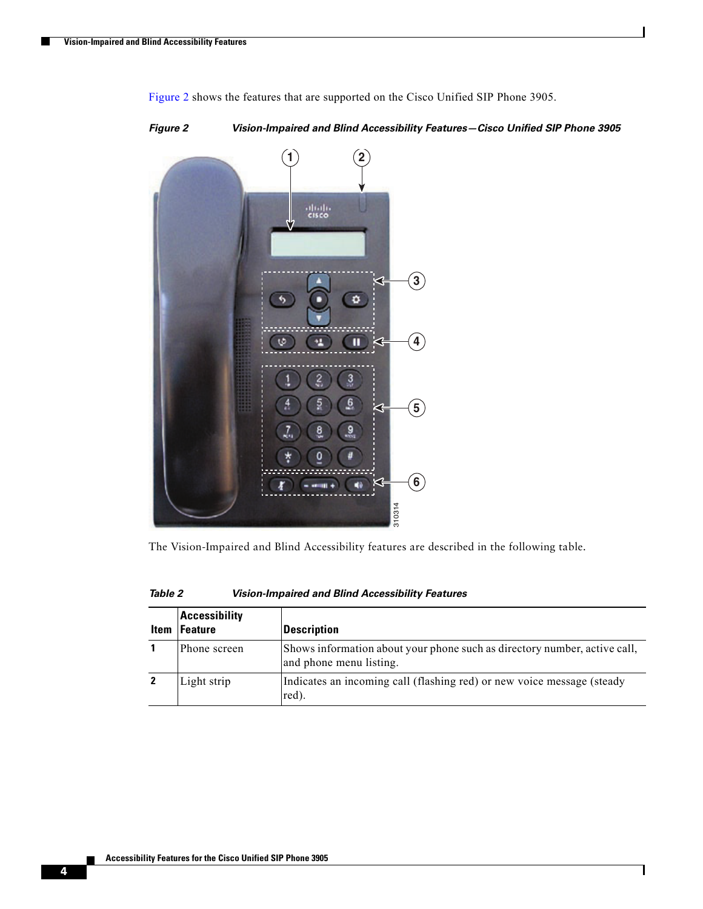Figure 2 shows the features that are supported on the Cisco Unified SIP Phone 3905.

*Figure 2 Vision-Impaired and Blind Accessibility Features—Cisco Unified SIP Phone 3905*

The Vision-Impaired and Blind Accessibility features are described in the following table.

*Table 2 Vision-Impaired and Blind Accessibility Features*

| Item | Accessibility Feature | Description |
|---|---|---|
| **1** | Phone screen | Shows information about your phone such as directory number, active call, and phone menu listing. |
| **2** | Light strip | Indicates an incoming call (flashing red) or new voice message (steady red). |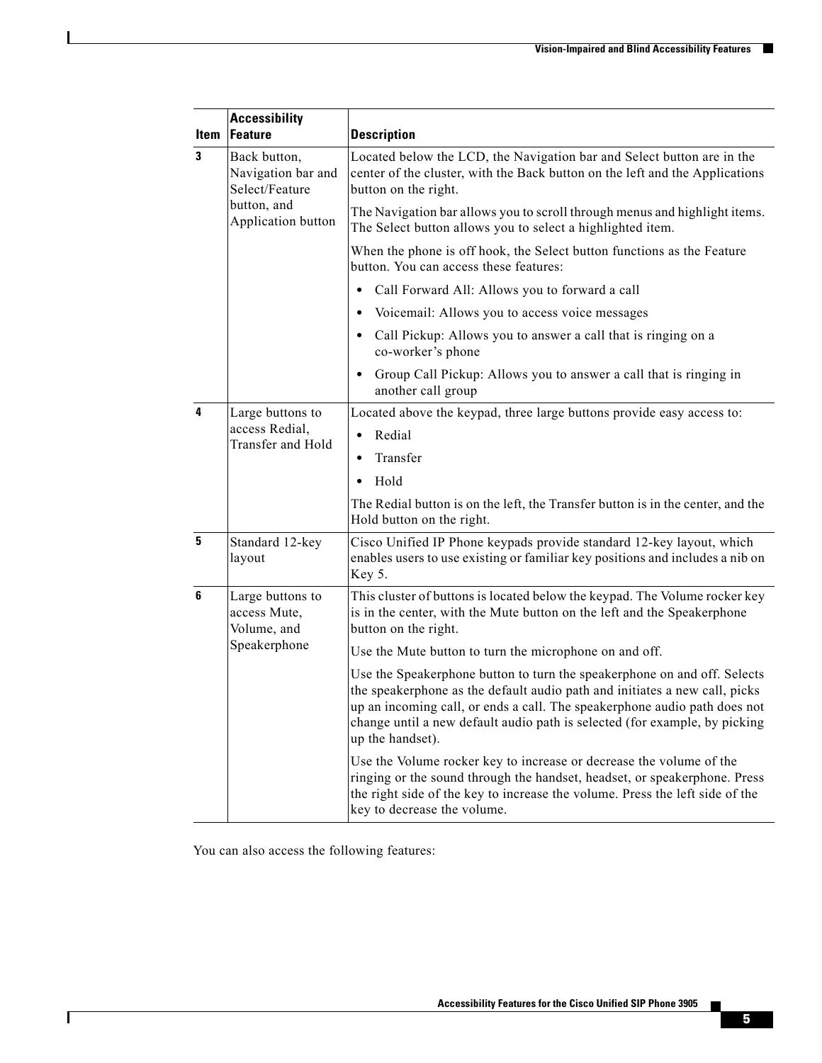| Item | Accessibility Feature | Description |
|---|---|---|
| 3 | Back button, Navigation bar and Select/Feature button, and Application button | Located below the LCD, the Navigation bar and Select button are in the center of the cluster, with the Back button on the left and the Applications button on the right.<br><br>The Navigation bar allows you to scroll through menus and highlight items. The Select button allows you to select a highlighted item.<br><br>When the phone is off hook, the Select button functions as the Feature button. You can access these features:<br>• Call Forward All: Allows you to forward a call<br>• Voicemail: Allows you to access voice messages<br>• Call Pickup: Allows you to answer a call that is ringing on a co-worker's phone<br>• Group Call Pickup: Allows you to answer a call that is ringing in another call group |
| 4 | Large buttons to access Redial, Transfer and Hold | Located above the keypad, three large buttons provide easy access to:<br>• Redial<br>• Transfer<br>• Hold<br><br>The Redial button is on the left, the Transfer button is in the center, and the Hold button on the right. |
| 5 | Standard 12-key layout | Cisco Unified IP Phone keypads provide standard 12-key layout, which enables users to use existing or familiar key positions and includes a nib on Key 5. |
| 6 | Large buttons to access Mute, Volume, and Speakerphone | This cluster of buttons is located below the keypad. The Volume rocker key is in the center, with the Mute button on the left and the Speakerphone button on the right.<br><br>Use the Mute button to turn the microphone on and off.<br><br>Use the Speakerphone button to turn the speakerphone on and off. Selects the speakerphone as the default audio path and initiates a new call, picks up an incoming call, or ends a call. The speakerphone audio path does not change until a new default audio path is selected (for example, by picking up the handset).<br><br>Use the Volume rocker key to increase or decrease the volume of the ringing or the sound through the handset, headset, or speakerphone. Press the right side of the key to increase the volume. Press the left side of the key to decrease the volume. |

You can also access the following features: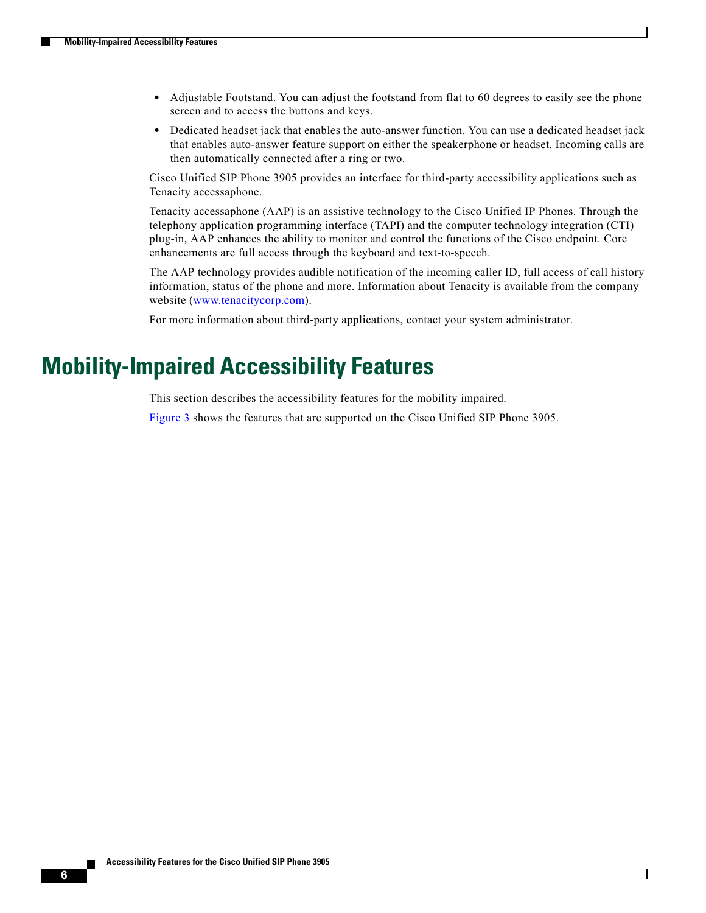- Adjustable Footstand. You can adjust the footstand from flat to 60 degrees to easily see the phone screen and to access the buttons and keys.
- Dedicated headset jack that enables the auto-answer function. You can use a dedicated headset jack that enables auto-answer feature support on either the speakerphone or headset. Incoming calls are then automatically connected after a ring or two.

Cisco Unified SIP Phone 3905 provides an interface for third-party accessibility applications such as Tenacity accessaphone.

Tenacity accessaphone (AAP) is an assistive technology to the Cisco Unified IP Phones. Through the telephony application programming interface (TAPI) and the computer technology integration (CTI) plug-in, AAP enhances the ability to monitor and control the functions of the Cisco endpoint. Core enhancements are full access through the keyboard and text-to-speech.

The AAP technology provides audible notification of the incoming caller ID, full access of call history information, status of the phone and more. Information about Tenacity is available from the company website (www.tenacitycorp.com).

For more information about third-party applications, contact your system administrator.

# Mobility-Impaired Accessibility Features

This section describes the accessibility features for the mobility impaired.

Figure 3 shows the features that are supported on the Cisco Unified SIP Phone 3905.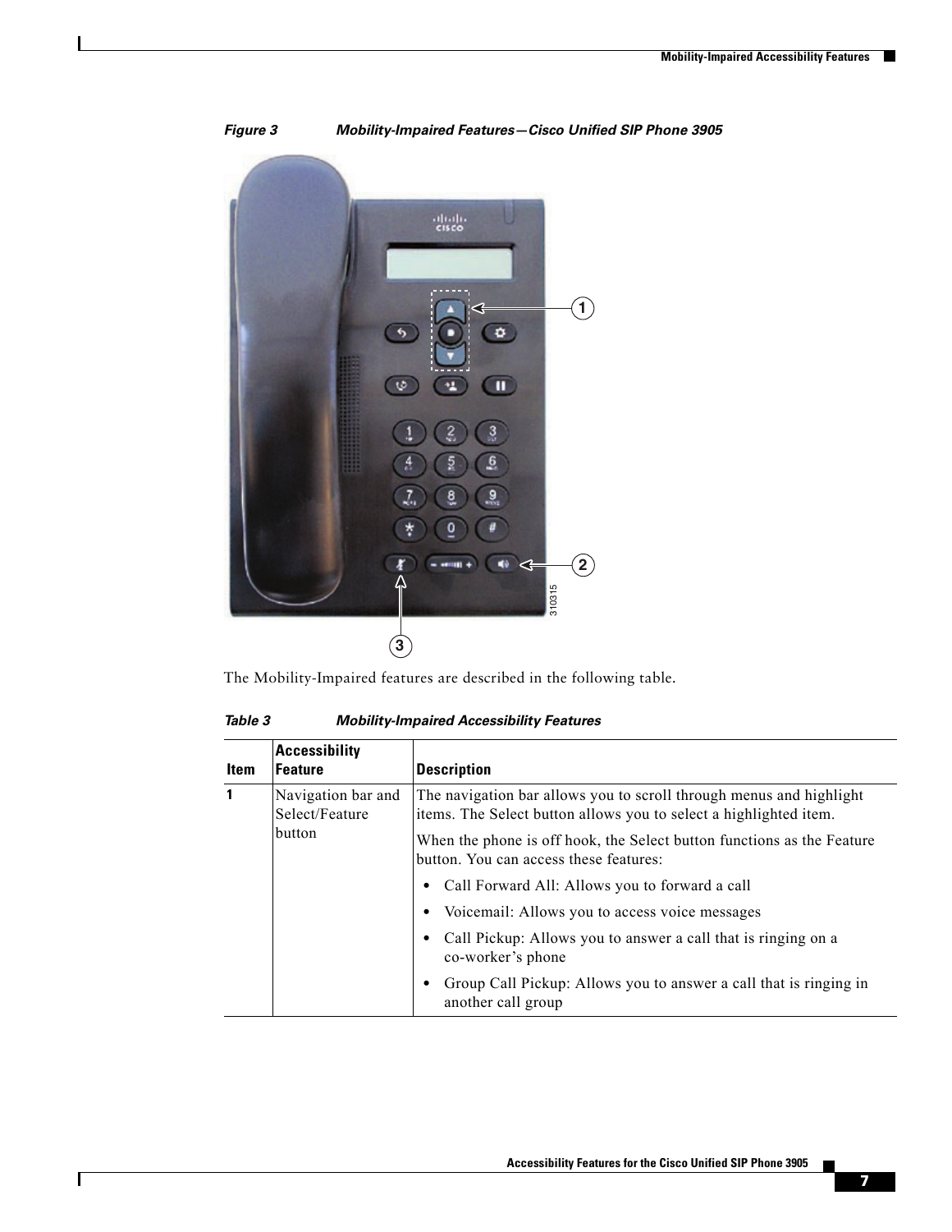*Figure 3 Mobility-Impaired Features—Cisco Unified SIP Phone 3905*

The Mobility-Impaired features are described in the following table.

*Table 3 Mobility-Impaired Accessibility Features*

| Item | Accessibility Feature | Description |
|---|---|---|
| 1 | Navigation bar and Select/Feature button | The navigation bar allows you to scroll through menus and highlight items. The Select button allows you to select a highlighted item.<br><br>When the phone is off hook, the Select button functions as the Feature button. You can access these features:<br><br>• Call Forward All: Allows you to forward a call<br>• Voicemail: Allows you to access voice messages<br>• Call Pickup: Allows you to answer a call that is ringing on a co-worker's phone<br>• Group Call Pickup: Allows you to answer a call that is ringing in another call group |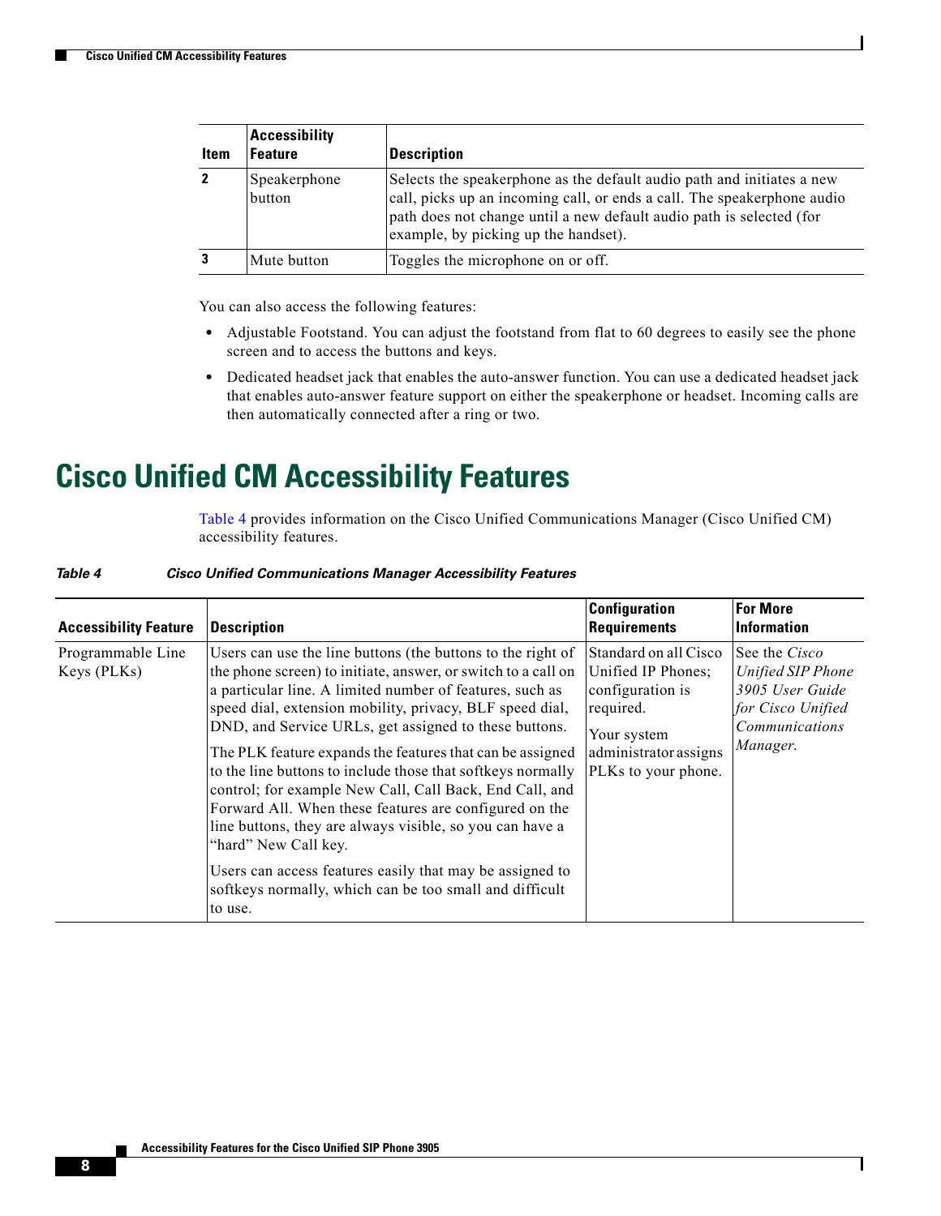| Item | Accessibility Feature | Description |
| --- | --- | --- |
| **2** | Speakerphone button | Selects the speakerphone as the default audio path and initiates a new call, picks up an incoming call, or ends a call. The speakerphone audio path does not change until a new default audio path is selected (for example, by picking up the handset). |
| **3** | Mute button | Toggles the microphone on or off. |

You can also access the following features:

- Adjustable Footstand. You can adjust the footstand from flat to 60 degrees to easily see the phone screen and to access the buttons and keys.
- Dedicated headset jack that enables the auto-answer function. You can use a dedicated headset jack that enables auto-answer feature support on either the speakerphone or headset. Incoming calls are then automatically connected after a ring or two.

# Cisco Unified CM Accessibility Features

Table 4 provides information on the Cisco Unified Communications Manager (Cisco Unified CM) accessibility features.

***Table 4 Cisco Unified Communications Manager Accessibility Features***

| Accessibility Feature | Description | Configuration Requirements | For More Information |
| --- | --- | --- | --- |
| Programmable Line Keys (PLKs) | Users can use the line buttons (the buttons to the right of the phone screen) to initiate, answer, or switch to a call on a particular line. A limited number of features, such as speed dial, extension mobility, privacy, BLF speed dial, DND, and Service URLs, get assigned to these buttons.<br><br>The PLK feature expands the features that can be assigned to the line buttons to include those that softkeys normally control; for example New Call, Call Back, End Call, and Forward All. When these features are configured on the line buttons, they are always visible, so you can have a "hard" New Call key.<br><br>Users can access features easily that may be assigned to softkeys normally, which can be too small and difficult to use. | Standard on all Cisco Unified IP Phones; configuration is required.<br><br>Your system administrator assigns PLKs to your phone. | See the *Cisco Unified SIP Phone 3905 User Guide for Cisco Unified Communications Manager.* |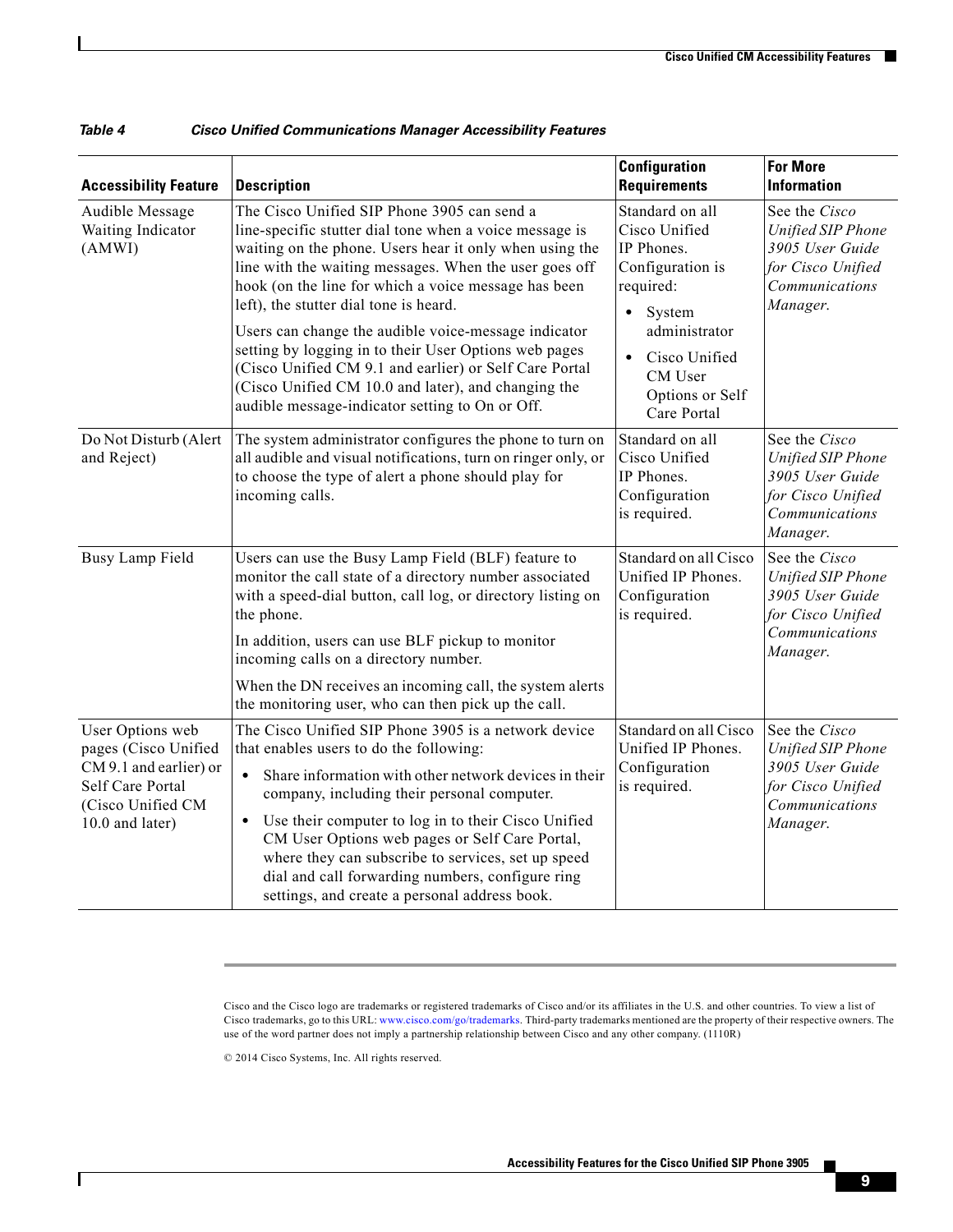*Table 4 Cisco Unified Communications Manager Accessibility Features*

| Accessibility Feature | Description | Configuration Requirements | For More Information |
|---|---|---|---|
| Audible Message Waiting Indicator (AMWI) | The Cisco Unified SIP Phone 3905 can send a line-specific stutter dial tone when a voice message is waiting on the phone. Users hear it only when using the line with the waiting messages. When the user goes off hook (on the line for which a voice message has been left), the stutter dial tone is heard.<br><br>Users can change the audible voice-message indicator setting by logging in to their User Options web pages (Cisco Unified CM 9.1 and earlier) or Self Care Portal (Cisco Unified CM 10.0 and later), and changing the audible message-indicator setting to On or Off. | Standard on all Cisco Unified IP Phones. Configuration is required:<br>• System administrator<br>• Cisco Unified CM User Options or Self Care Portal | See the *Cisco Unified SIP Phone 3905 User Guide for Cisco Unified Communications Manager*. |
| Do Not Disturb (Alert and Reject) | The system administrator configures the phone to turn on all audible and visual notifications, turn on ringer only, or to choose the type of alert a phone should play for incoming calls. | Standard on all Cisco Unified IP Phones. Configuration is required. | See the *Cisco Unified SIP Phone 3905 User Guide for Cisco Unified Communications Manager*. |
| Busy Lamp Field | Users can use the Busy Lamp Field (BLF) feature to monitor the call state of a directory number associated with a speed-dial button, call log, or directory listing on the phone.<br><br>In addition, users can use BLF pickup to monitor incoming calls on a directory number.<br><br>When the DN receives an incoming call, the system alerts the monitoring user, who can then pick up the call. | Standard on all Cisco Unified IP Phones. Configuration is required. | See the *Cisco Unified SIP Phone 3905 User Guide for Cisco Unified Communications Manager*. |
| User Options web pages (Cisco Unified CM 9.1 and earlier) or Self Care Portal (Cisco Unified CM 10.0 and later) | The Cisco Unified SIP Phone 3905 is a network device that enables users to do the following:<br>• Share information with other network devices in their company, including their personal computer.<br>• Use their computer to log in to their Cisco Unified CM User Options web pages or Self Care Portal, where they can subscribe to services, set up speed dial and call forwarding numbers, configure ring settings, and create a personal address book. | Standard on all Cisco Unified IP Phones. Configuration is required. | See the *Cisco Unified SIP Phone 3905 User Guide for Cisco Unified Communications Manager*. |

Cisco and the Cisco logo are trademarks or registered trademarks of Cisco and/or its affiliates in the U.S. and other countries. To view a list of Cisco trademarks, go to this URL: www.cisco.com/go/trademarks. Third-party trademarks mentioned are the property of their respective owners. The use of the word partner does not imply a partnership relationship between Cisco and any other company. (1110R)

© 2014 Cisco Systems, Inc. All rights reserved.